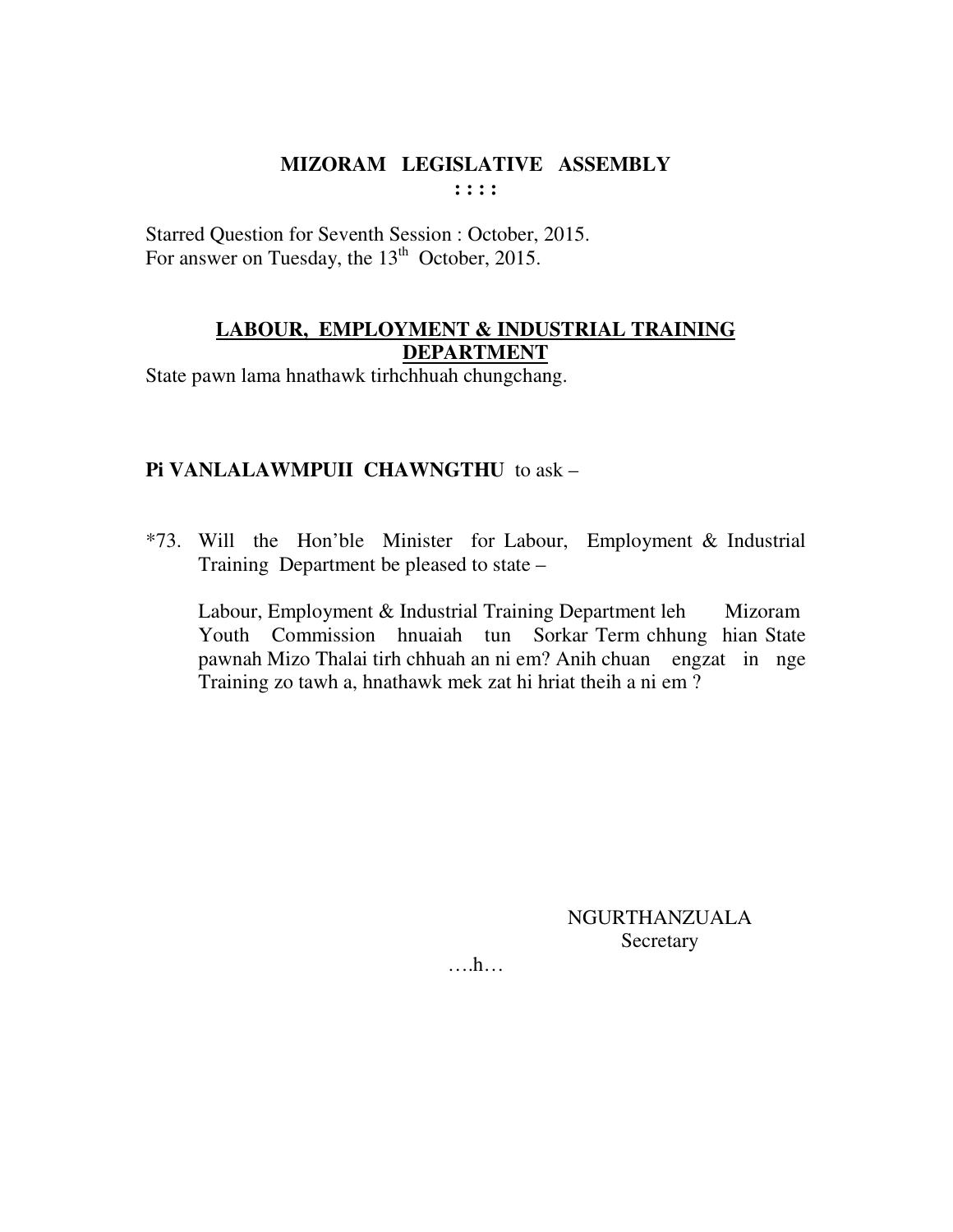# MIZORAM LEGISLATIVE ASSEMBLY

**: : : :**

Starred Question for Seventh Session : October, 2015.
For answer on Tuesday, the 13th October, 2015.

## LABOUR, EMPLOYMENT & INDUSTRIAL TRAINING DEPARTMENT

State pawn lama hnathawk tirhchhuah chungchang.

**Pi VANLALAWMPUII CHAWNGTHU** to ask –

*73. Will the Hon'ble Minister for Labour, Employment & Industrial Training Department be pleased to state –

Labour, Employment & Industrial Training Department leh Mizoram Youth Commission hnuaiah tun Sorkar Term chhung hian State pawnah Mizo Thalai tirh chhuah an ni em? Anih chuan engzat in nge Training zo tawh a, hnathawk mek zat hi hriat theih a ni em ?

NGURTHANZUALA
Secretary

….h…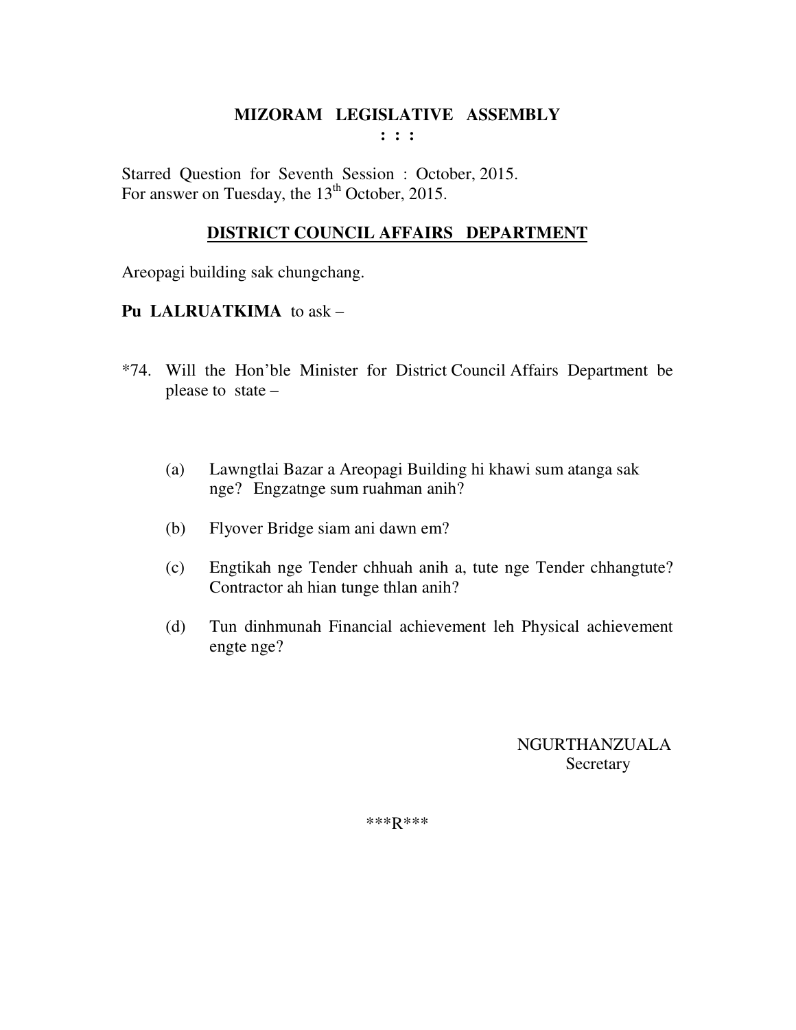# MIZORAM LEGISLATIVE ASSEMBLY

**: : :**

Starred Question for Seventh Session : October, 2015.
For answer on Tuesday, the 13th October, 2015.

## DISTRICT COUNCIL AFFAIRS DEPARTMENT

Areopagi building sak chungchang.

**Pu LALRUATKIMA** to ask –

*74. Will the Hon'ble Minister for District Council Affairs Department be please to state –

(a) Lawngtlai Bazar a Areopagi Building hi khawi sum atanga sak nge? Engzatnge sum ruahman anih?

(b) Flyover Bridge siam ani dawn em?

(c) Engtikah nge Tender chhuah anih a, tute nge Tender chhangtute? Contractor ah hian tunge thlan anih?

(d) Tun dinhmunah Financial achievement leh Physical achievement engte nge?

NGURTHANZUALA
Secretary

***R***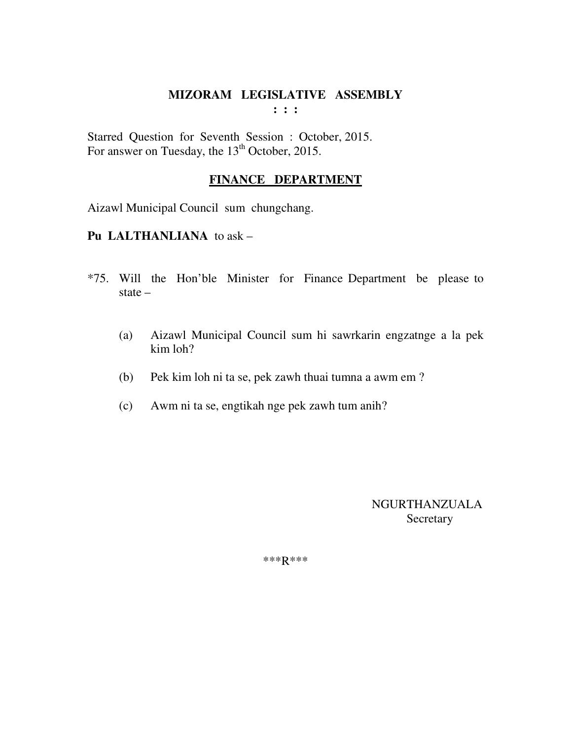# MIZORAM LEGISLATIVE ASSEMBLY

**: : :**

Starred Question for Seventh Session : October, 2015.
For answer on Tuesday, the 13th October, 2015.

## FINANCE DEPARTMENT

Aizawl Municipal Council sum chungchang.

**Pu LALTHANLIANA** to ask –

*75. Will the Hon'ble Minister for Finance Department be please to state –

(a) Aizawl Municipal Council sum hi sawrkarin engzatnge a la pek kim loh?

(b) Pek kim loh ni ta se, pek zawh thuai tumna a awm em ?

(c) Awm ni ta se, engtikah nge pek zawh tum anih?

NGURTHANZUALA
Secretary

***R***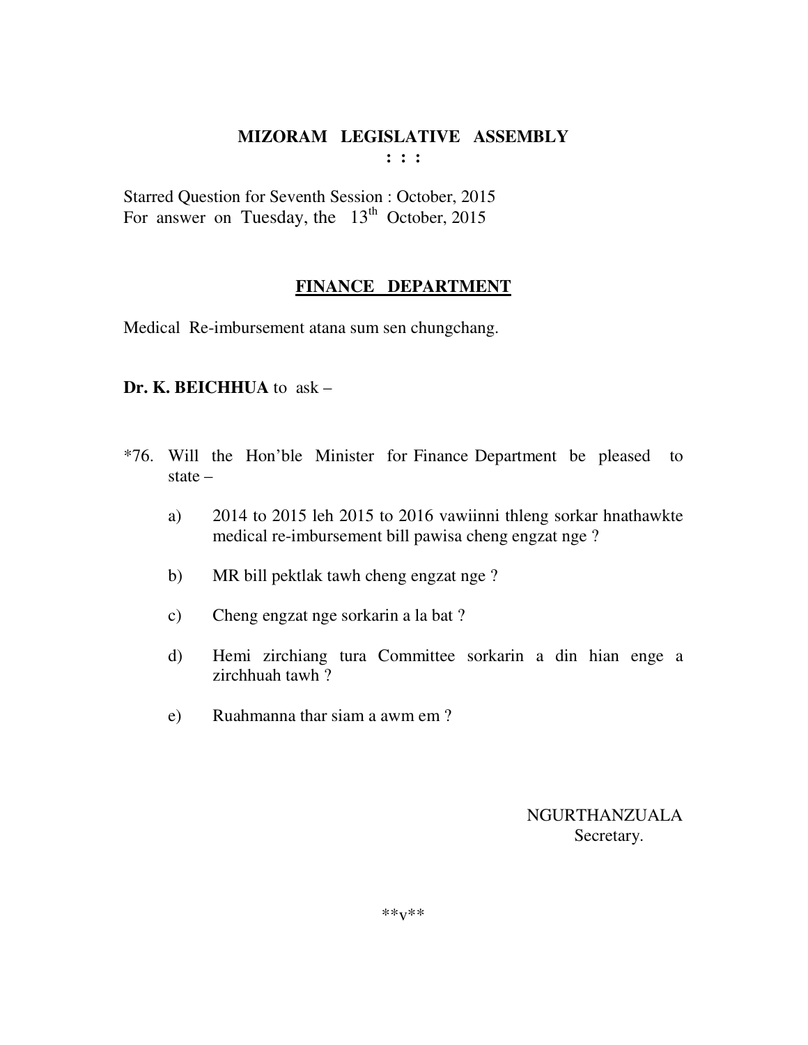# MIZORAM LEGISLATIVE ASSEMBLY

**: : :**

Starred Question for Seventh Session : October, 2015
For answer on Tuesday, the 13th October, 2015

## FINANCE DEPARTMENT

Medical Re-imbursement atana sum sen chungchang.

**Dr. K. BEICHHUA** to ask –

*76. Will the Hon'ble Minister for Finance Department be pleased to state –

a) 2014 to 2015 leh 2015 to 2016 vawiinni thleng sorkar hnathawkte medical re-imbursement bill pawisa cheng engzat nge ?

b) MR bill pektlak tawh cheng engzat nge ?

c) Cheng engzat nge sorkarin a la bat ?

d) Hemi zirchiang tura Committee sorkarin a din hian enge a zirchhuah tawh ?

e) Ruahmanna thar siam a awm em ?

NGURTHANZUALA
Secretary.

**v**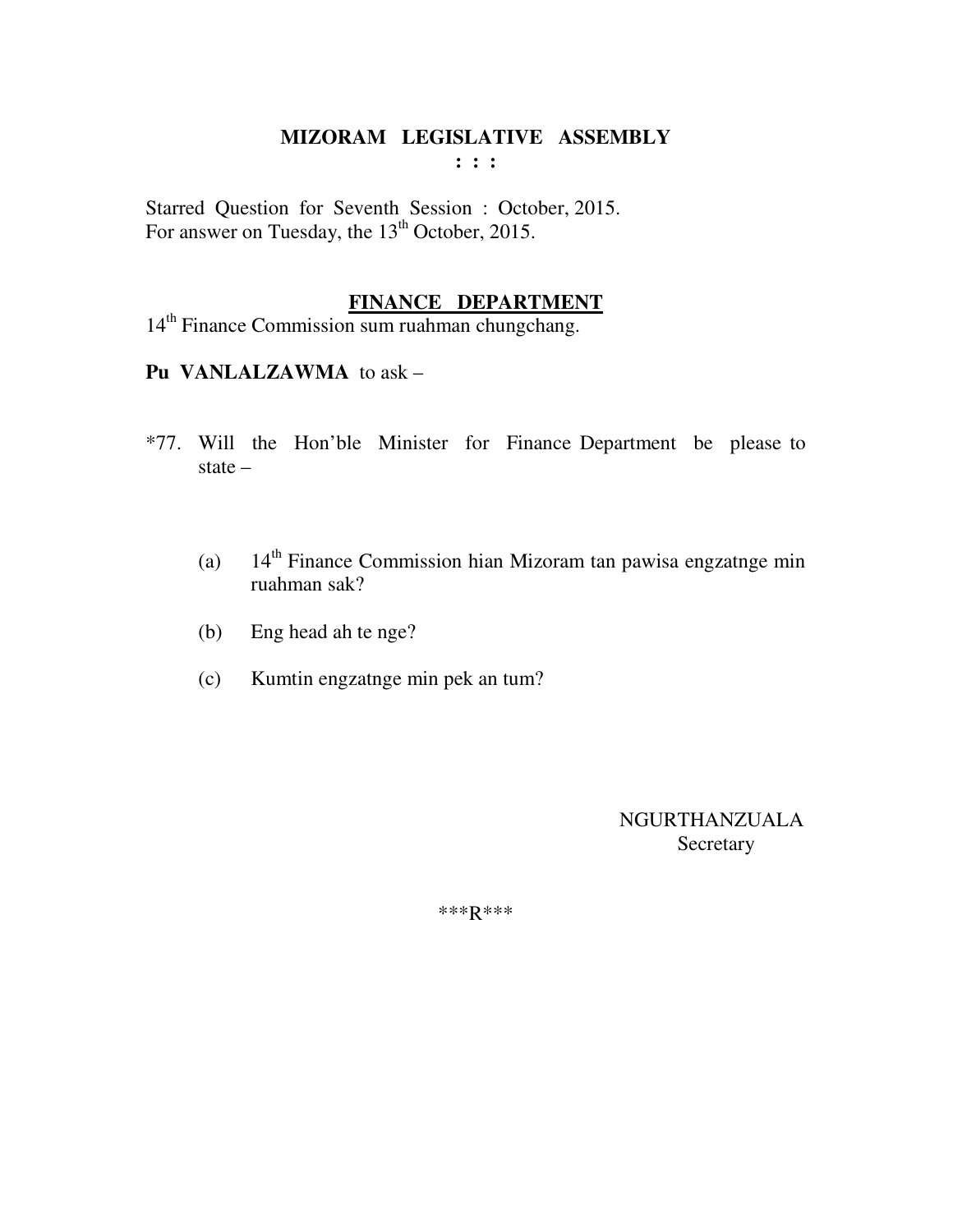# MIZORAM LEGISLATIVE ASSEMBLY

**: : :**

Starred Question for Seventh Session : October, 2015.
For answer on Tuesday, the 13th October, 2015.

## FINANCE DEPARTMENT

14th Finance Commission sum ruahman chungchang.

**Pu VANLALZAWMA** to ask –

*77. Will the Hon'ble Minister for Finance Department be please to state –

(a) 14th Finance Commission hian Mizoram tan pawisa engzatnge min ruahman sak?

(b) Eng head ah te nge?

(c) Kumtin engzatnge min pek an tum?

NGURTHANZUALA
Secretary

\*\*\*R\*\*\*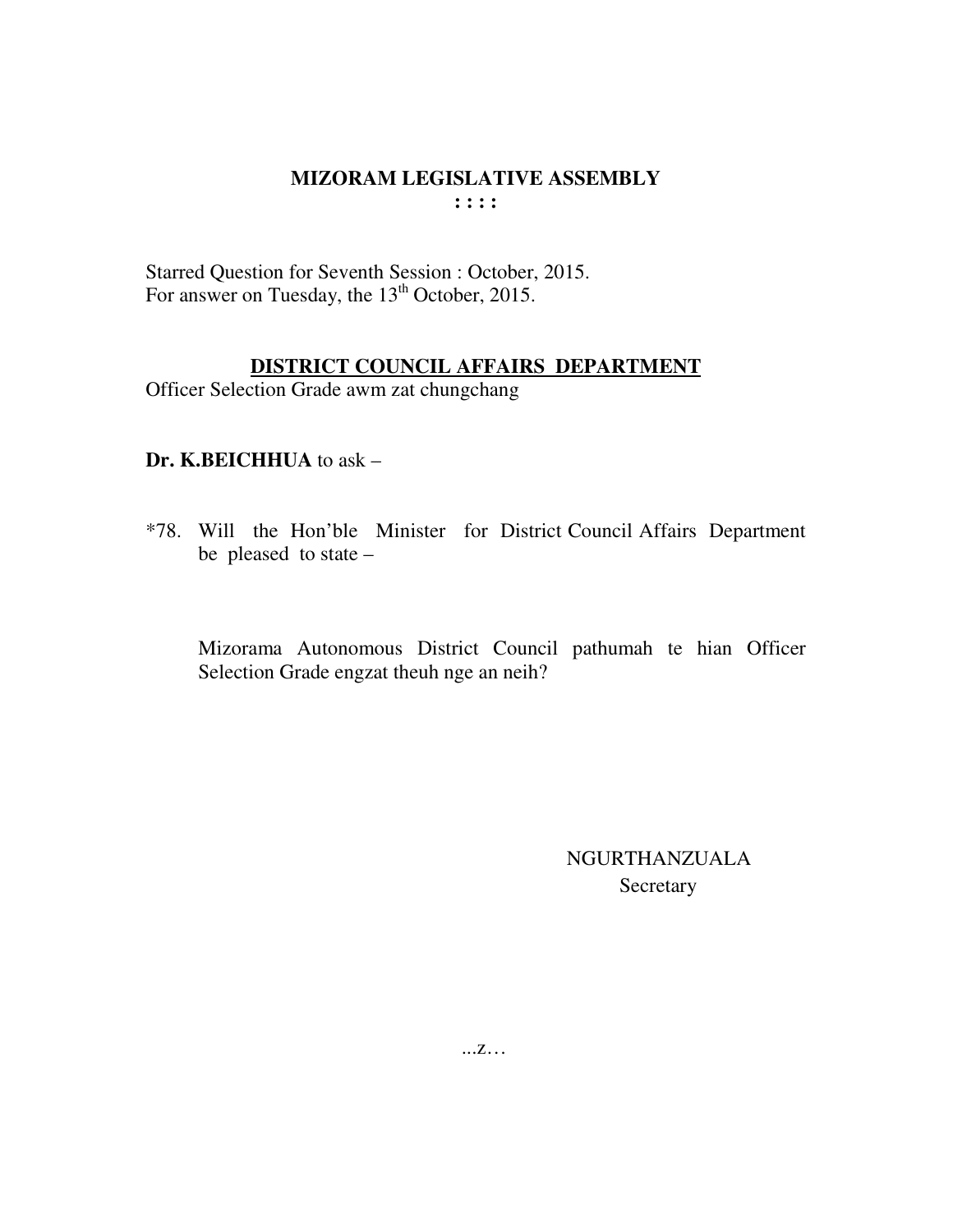**MIZORAM LEGISLATIVE ASSEMBLY**
**: : : :**

Starred Question for Seventh Session : October, 2015.
For answer on Tuesday, the 13th October, 2015.

**DISTRICT COUNCIL AFFAIRS DEPARTMENT**
Officer Selection Grade awm zat chungchang

**Dr. K.BEICHHUA** to ask –

*78. Will the Hon'ble Minister for District Council Affairs Department be pleased to state –

Mizorama Autonomous District Council pathumah te hian Officer Selection Grade engzat theuh nge an neih?

NGURTHANZUALA
Secretary

...z…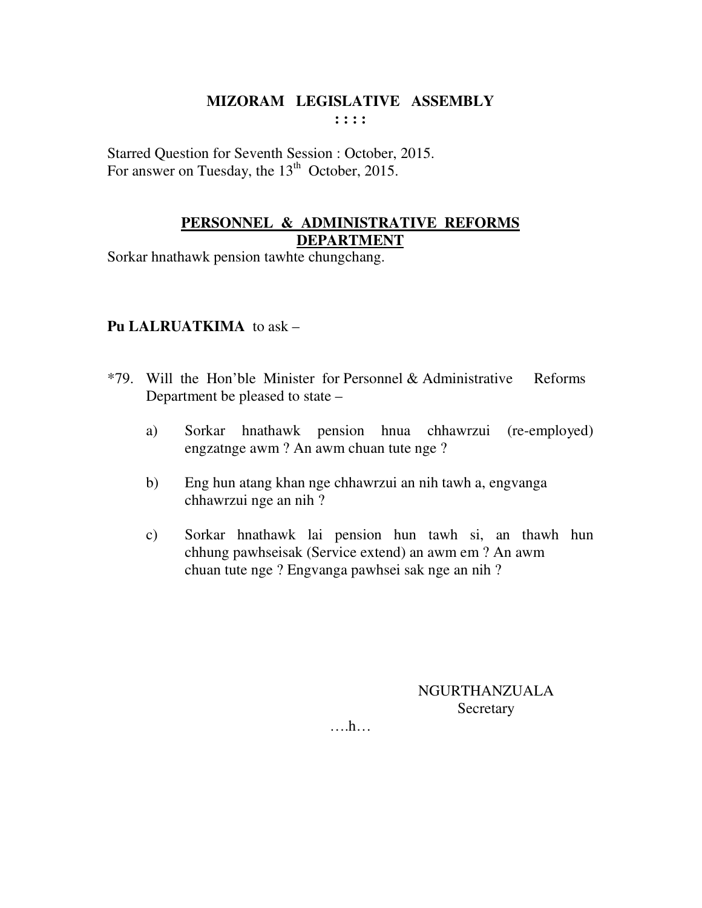# MIZORAM LEGISLATIVE ASSEMBLY

: : : :

Starred Question for Seventh Session : October, 2015.
For answer on Tuesday, the 13th October, 2015.

## PERSONNEL & ADMINISTRATIVE REFORMS DEPARTMENT

Sorkar hnathawk pension tawhte chungchang.

**Pu LALRUATKIMA** to ask –

*79. Will the Hon'ble Minister for Personnel & Administrative Reforms Department be pleased to state –

a) Sorkar hnathawk pension hnua chhawrzui (re-employed) engzatnge awm ? An awm chuan tute nge ?

b) Eng hun atang khan nge chhawrzui an nih tawh a, engvanga chhawrzui nge an nih ?

c) Sorkar hnathawk lai pension hun tawh si, an thawh hun chhung pawhseisak (Service extend) an awm em ? An awm chuan tute nge ? Engvanga pawhsei sak nge an nih ?

NGURTHANZUALA
Secretary

….h…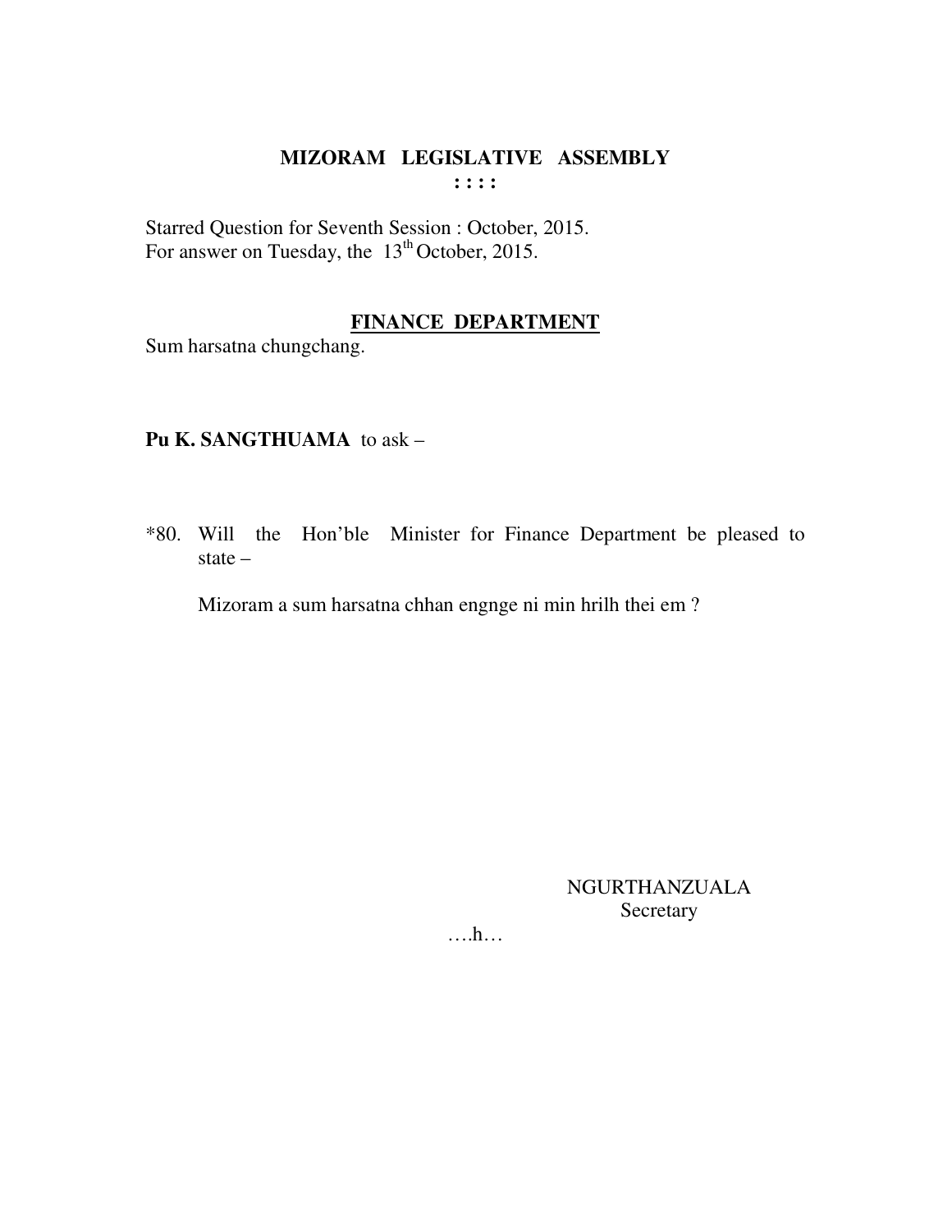# MIZORAM LEGISLATIVE ASSEMBLY

**: : : :**

Starred Question for Seventh Session : October, 2015.
For answer on Tuesday, the 13th October, 2015.

## FINANCE DEPARTMENT

Sum harsatna chungchang.

**Pu K. SANGTHUAMA** to ask –

*80. Will the Hon'ble Minister for Finance Department be pleased to state –

Mizoram a sum harsatna chhan engnge ni min hrilh thei em ?

NGURTHANZUALA
Secretary

….h…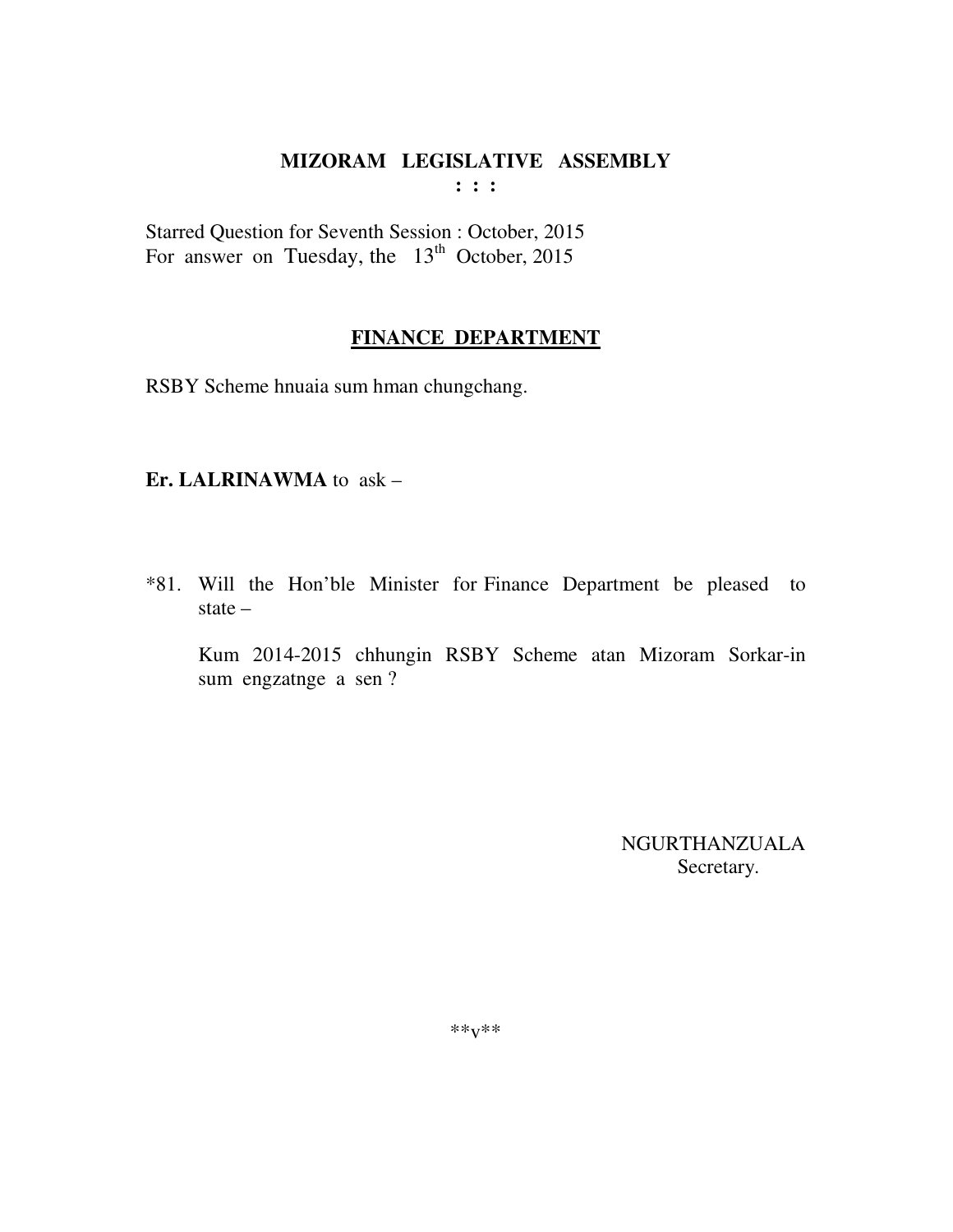**MIZORAM LEGISLATIVE ASSEMBLY**
**: : :**

Starred Question for Seventh Session : October, 2015
For answer on Tuesday, the 13th October, 2015

**FINANCE DEPARTMENT**

RSBY Scheme hnuaia sum hman chungchang.

**Er. LALRINAWMA** to ask –

*81. Will the Hon'ble Minister for Finance Department be pleased to state –

Kum 2014-2015 chhungin RSBY Scheme atan Mizoram Sorkar-in sum engzatnge a sen ?

NGURTHANZUALA
Secretary.

**v**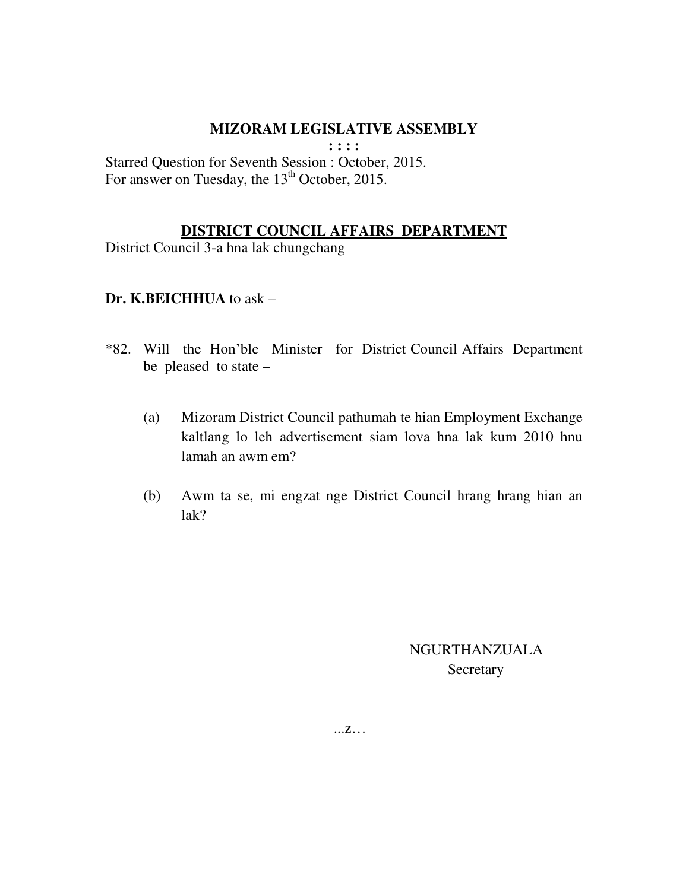**MIZORAM LEGISLATIVE ASSEMBLY**

**: : : :**

Starred Question for Seventh Session : October, 2015.
For answer on Tuesday, the 13th October, 2015.

**DISTRICT COUNCIL AFFAIRS DEPARTMENT**

District Council 3-a hna lak chungchang

**Dr. K.BEICHHUA** to ask –

*82. Will the Hon'ble Minister for District Council Affairs Department be pleased to state –

(a) Mizoram District Council pathumah te hian Employment Exchange kaltlang lo leh advertisement siam lova hna lak kum 2010 hnu lamah an awm em?

(b) Awm ta se, mi engzat nge District Council hrang hrang hian an lak?

NGURTHANZUALA
Secretary

...z…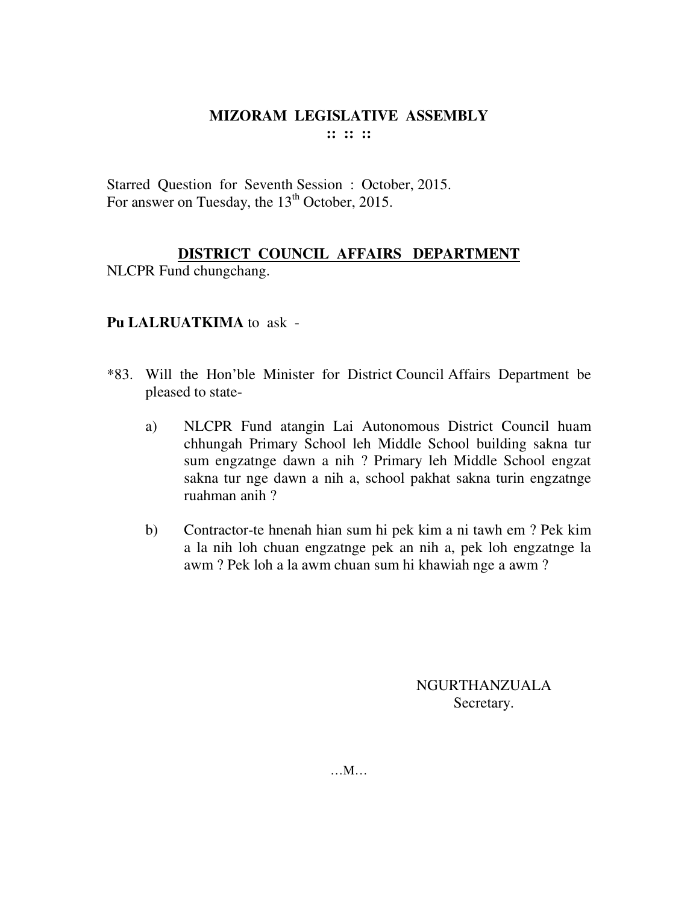# MIZORAM LEGISLATIVE ASSEMBLY

:: :: ::

Starred Question for Seventh Session : October, 2015.
For answer on Tuesday, the 13th October, 2015.

## DISTRICT COUNCIL AFFAIRS DEPARTMENT

NLCPR Fund chungchang.

**Pu LALRUATKIMA** to ask -

*83. Will the Hon'ble Minister for District Council Affairs Department be pleased to state-

a) NLCPR Fund atangin Lai Autonomous District Council huam chhungah Primary School leh Middle School building sakna tur sum engzatnge dawn a nih ? Primary leh Middle School engzat sakna tur nge dawn a nih a, school pakhat sakna turin engzatnge ruahman anih ?

b) Contractor-te hnenah hian sum hi pek kim a ni tawh em ? Pek kim a la nih loh chuan engzatnge pek an nih a, pek loh engzatnge la awm ? Pek loh a la awm chuan sum hi khawiah nge a awm ?

NGURTHANZUALA
Secretary.

…M…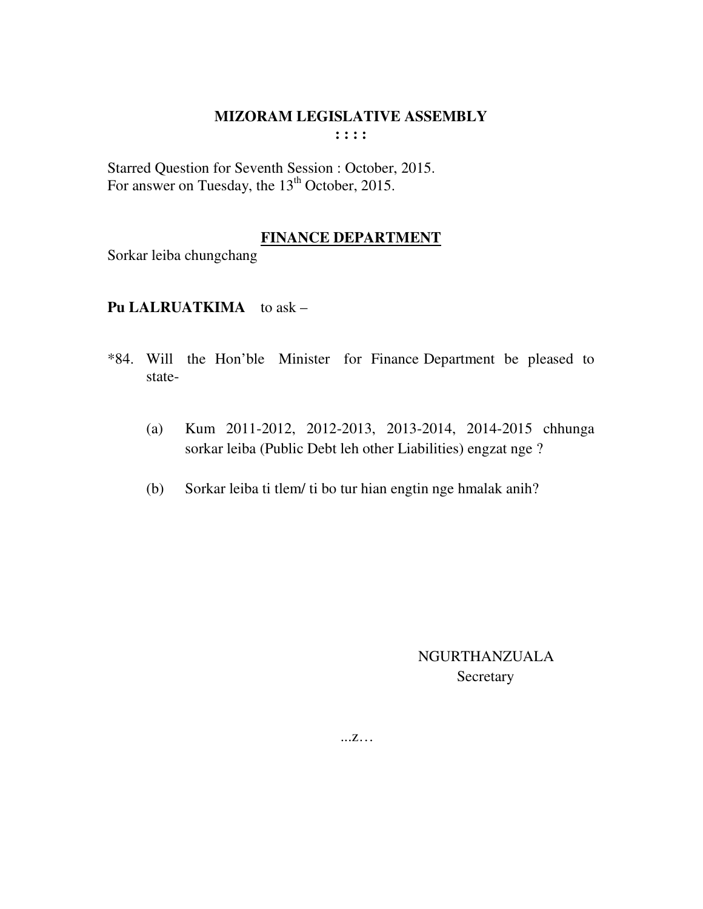# MIZORAM LEGISLATIVE ASSEMBLY

**: : : :**

Starred Question for Seventh Session : October, 2015.
For answer on Tuesday, the 13th October, 2015.

## FINANCE DEPARTMENT

Sorkar leiba chungchang

**Pu LALRUATKIMA** to ask –

*84. Will the Hon'ble Minister for Finance Department be pleased to state-

(a) Kum 2011-2012, 2012-2013, 2013-2014, 2014-2015 chhunga sorkar leiba (Public Debt leh other Liabilities) engzat nge ?

(b) Sorkar leiba ti tlem/ ti bo tur hian engtin nge hmalak anih?

NGURTHANZUALA
Secretary

...z…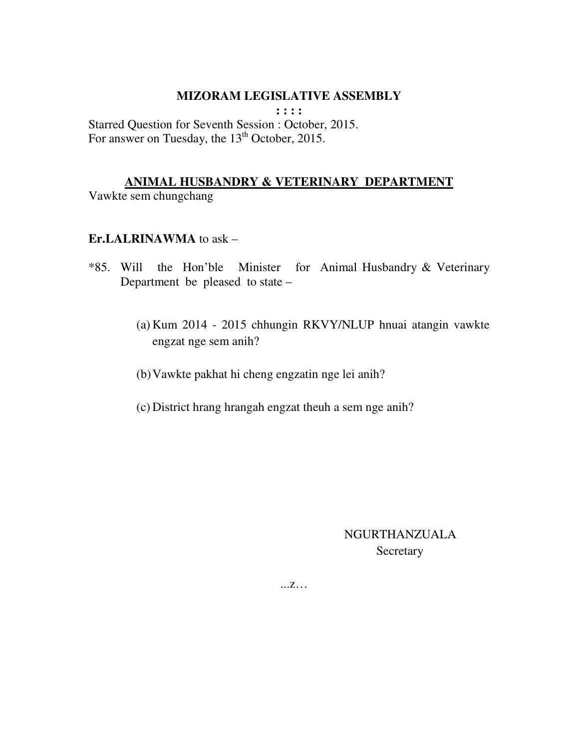# MIZORAM LEGISLATIVE ASSEMBLY

**: : : :**

Starred Question for Seventh Session : October, 2015.
For answer on Tuesday, the 13th October, 2015.

## ANIMAL HUSBANDRY & VETERINARY DEPARTMENT

Vawkte sem chungchang

**Er.LALRINAWMA** to ask –

*85. Will the Hon'ble Minister for Animal Husbandry & Veterinary Department be pleased to state –

(a) Kum 2014 - 2015 chhungin RKVY/NLUP hnuai atangin vawkte engzat nge sem anih?

(b) Vawkte pakhat hi cheng engzatin nge lei anih?

(c) District hrang hrangah engzat theuh a sem nge anih?

NGURTHANZUALA
Secretary

...z…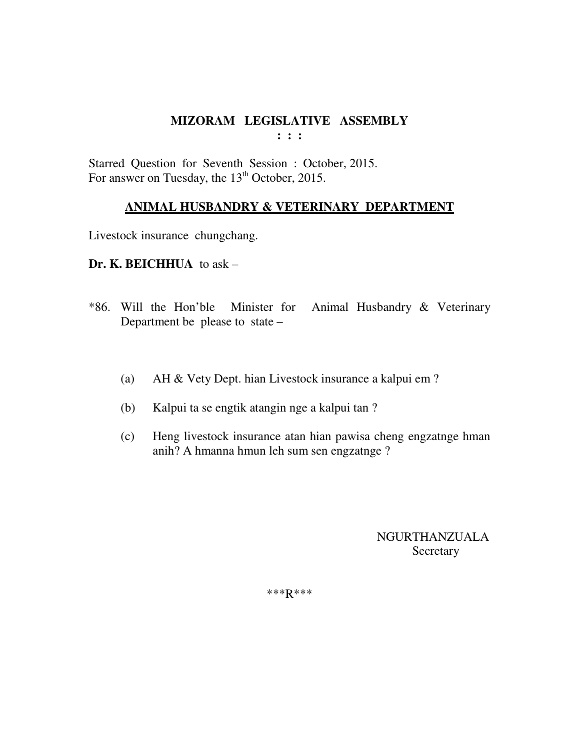# MIZORAM LEGISLATIVE ASSEMBLY

: : :

Starred Question for Seventh Session : October, 2015.
For answer on Tuesday, the 13th October, 2015.

## ANIMAL HUSBANDRY & VETERINARY DEPARTMENT

Livestock insurance chungchang.

**Dr. K. BEICHHUA** to ask –

*86. Will the Hon'ble Minister for Animal Husbandry & Veterinary Department be please to state –

(a) AH & Vety Dept. hian Livestock insurance a kalpui em ?

(b) Kalpui ta se engtik atangin nge a kalpui tan ?

(c) Heng livestock insurance atan hian pawisa cheng engzatnge hman anih? A hmanna hmun leh sum sen engzatnge ?

NGURTHANZUALA
Secretary

***R***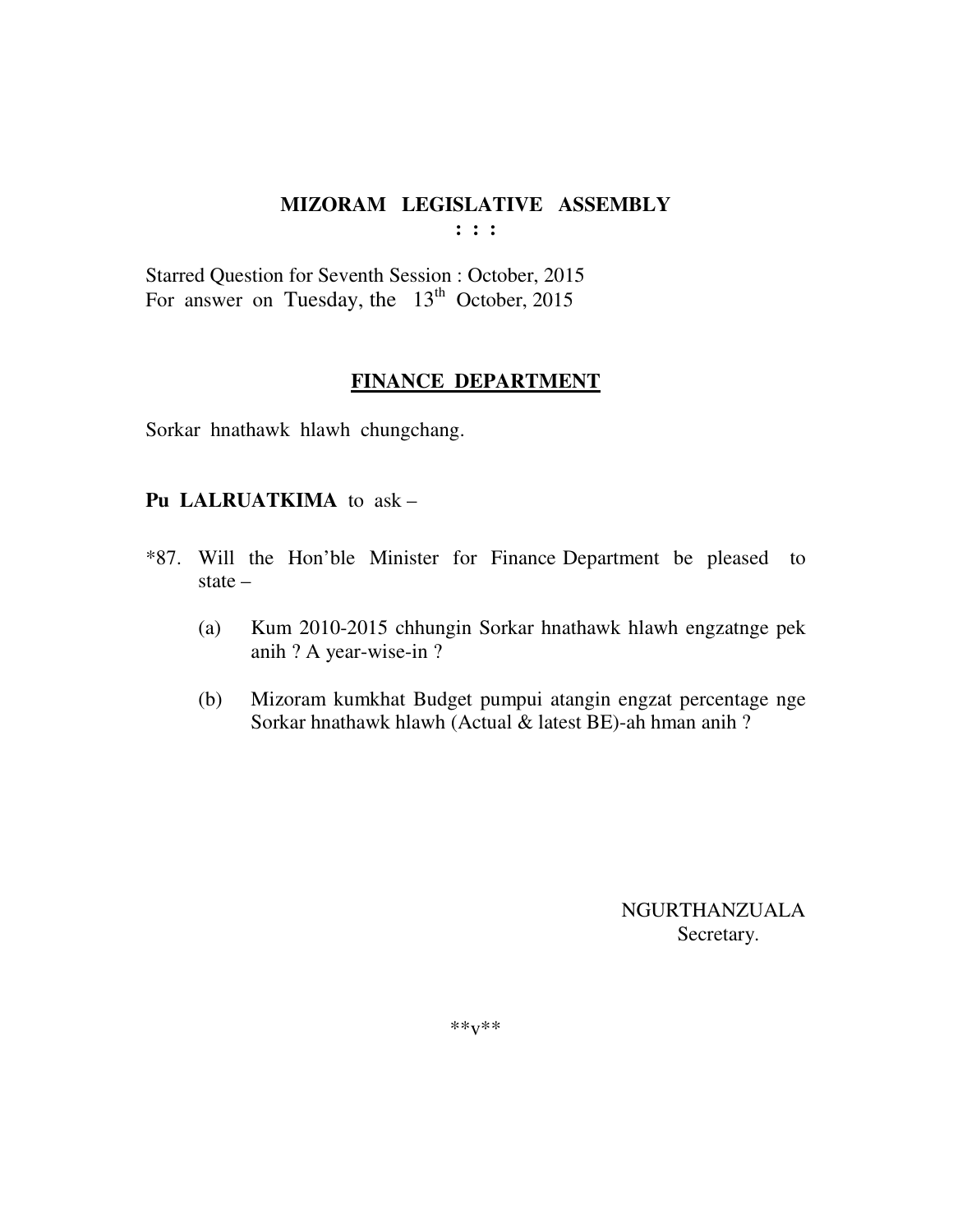# MIZORAM LEGISLATIVE ASSEMBLY

: : :

Starred Question for Seventh Session : October, 2015
For answer on Tuesday, the 13th October, 2015

## FINANCE DEPARTMENT

Sorkar hnathawk hlawh chungchang.

**Pu LALRUATKIMA** to ask –

*87. Will the Hon'ble Minister for Finance Department be pleased to state –

(a) Kum 2010-2015 chhungin Sorkar hnathawk hlawh engzatnge pek anih ? A year-wise-in ?

(b) Mizoram kumkhat Budget pumpui atangin engzat percentage nge Sorkar hnathawk hlawh (Actual & latest BE)-ah hman anih ?

NGURTHANZUALA
Secretary.

**v**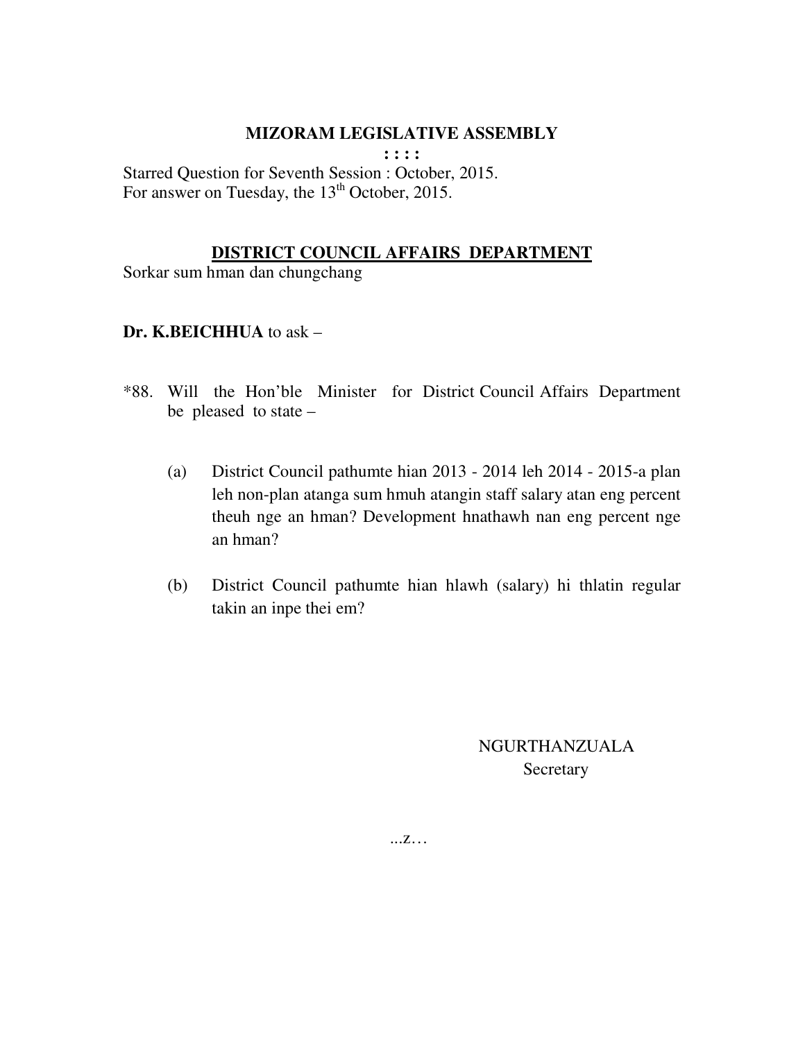# MIZORAM LEGISLATIVE ASSEMBLY

**: : : :**

Starred Question for Seventh Session : October, 2015.
For answer on Tuesday, the 13th October, 2015.

## DISTRICT COUNCIL AFFAIRS DEPARTMENT

Sorkar sum hman dan chungchang

**Dr. K.BEICHHUA** to ask –

*88. Will the Hon'ble Minister for District Council Affairs Department be pleased to state –

(a) District Council pathumte hian 2013 - 2014 leh 2014 - 2015-a plan leh non-plan atanga sum hmuh atangin staff salary atan eng percent theuh nge an hman? Development hnathawh nan eng percent nge an hman?

(b) District Council pathumte hian hlawh (salary) hi thlatin regular takin an inpe thei em?

NGURTHANZUALA
Secretary

...z…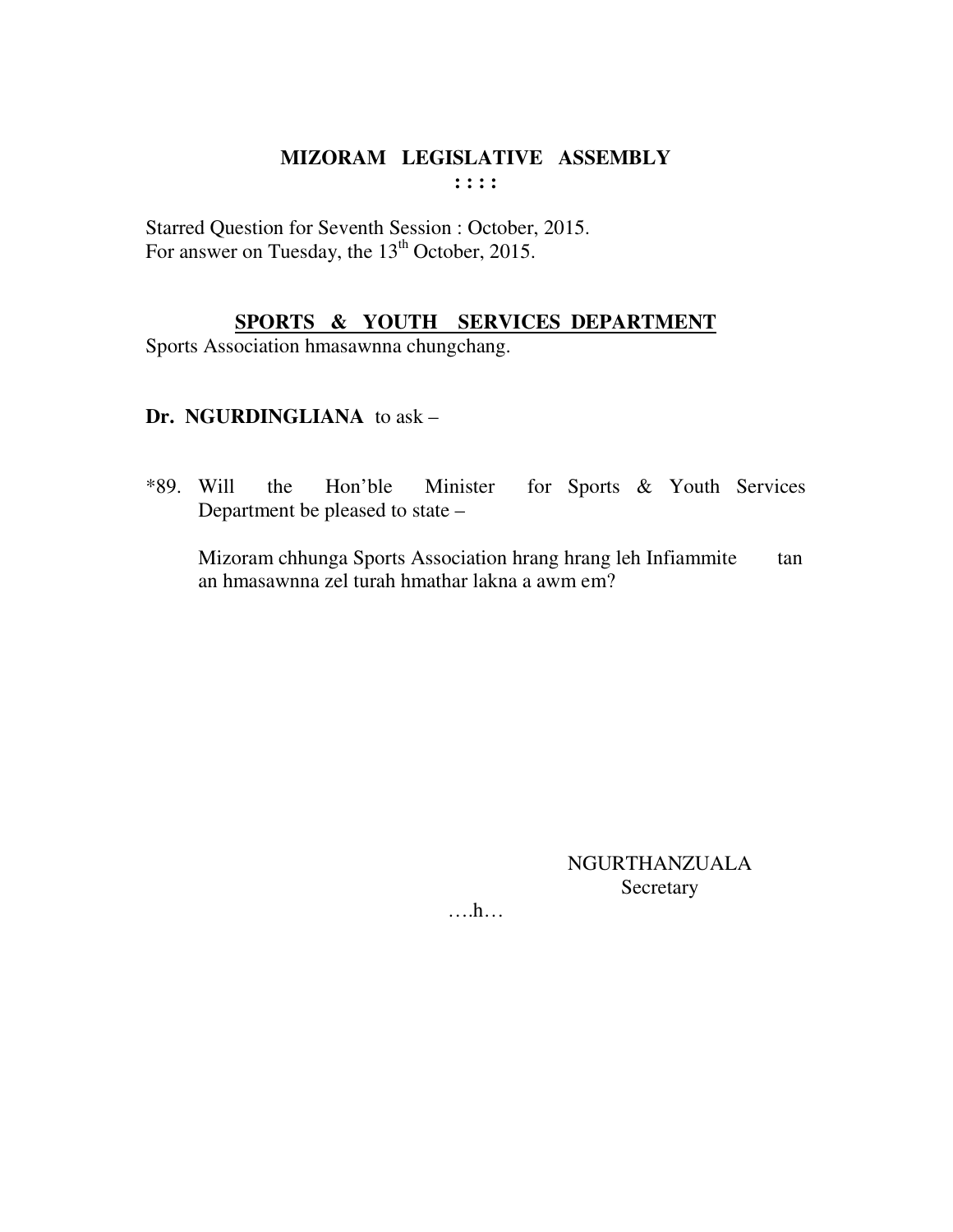**MIZORAM LEGISLATIVE ASSEMBLY**
**: : : :**

Starred Question for Seventh Session : October, 2015.
For answer on Tuesday, the 13th October, 2015.

**SPORTS & YOUTH SERVICES DEPARTMENT**

Sports Association hmasawnna chungchang.

**Dr. NGURDINGLIANA** to ask –

*89. Will the Hon'ble Minister for Sports & Youth Services Department be pleased to state –

Mizoram chhunga Sports Association hrang hrang leh Infiammite tan an hmasawnna zel turah hmathar lakna a awm em?

NGURTHANZUALA
Secretary

….h…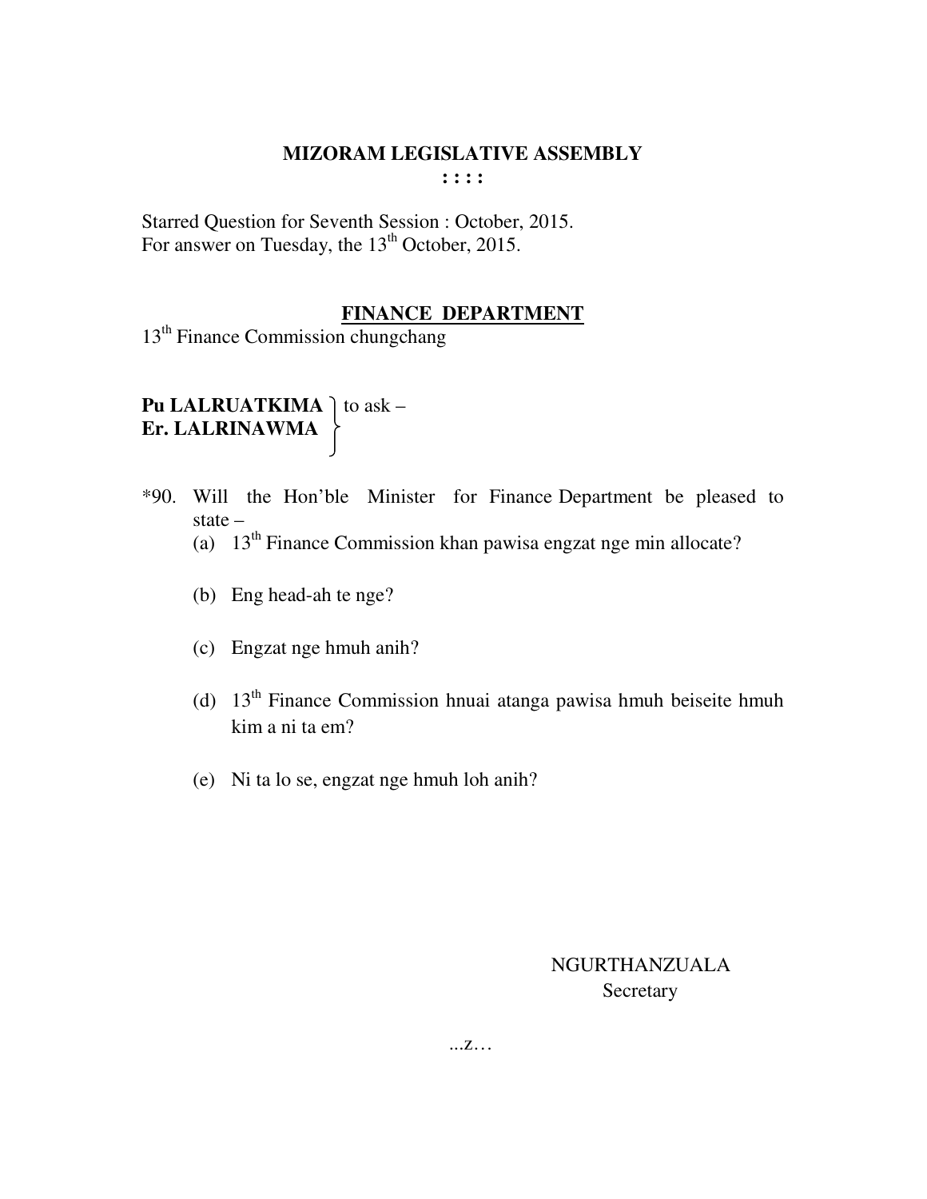# MIZORAM LEGISLATIVE ASSEMBLY

: : : :

Starred Question for Seventh Session : October, 2015.
For answer on Tuesday, the 13th October, 2015.

## FINANCE DEPARTMENT

13th Finance Commission chungchang

**Pu LALRUATKIMA**
**Er. LALRINAWMA** } to ask –

*90. Will the Hon'ble Minister for Finance Department be pleased to state –

(a) 13th Finance Commission khan pawisa engzat nge min allocate?

(b) Eng head-ah te nge?

(c) Engzat nge hmuh anih?

(d) 13th Finance Commission hnuai atanga pawisa hmuh beiseite hmuh kim a ni ta em?

(e) Ni ta lo se, engzat nge hmuh loh anih?

NGURTHANZUALA
Secretary

...z…